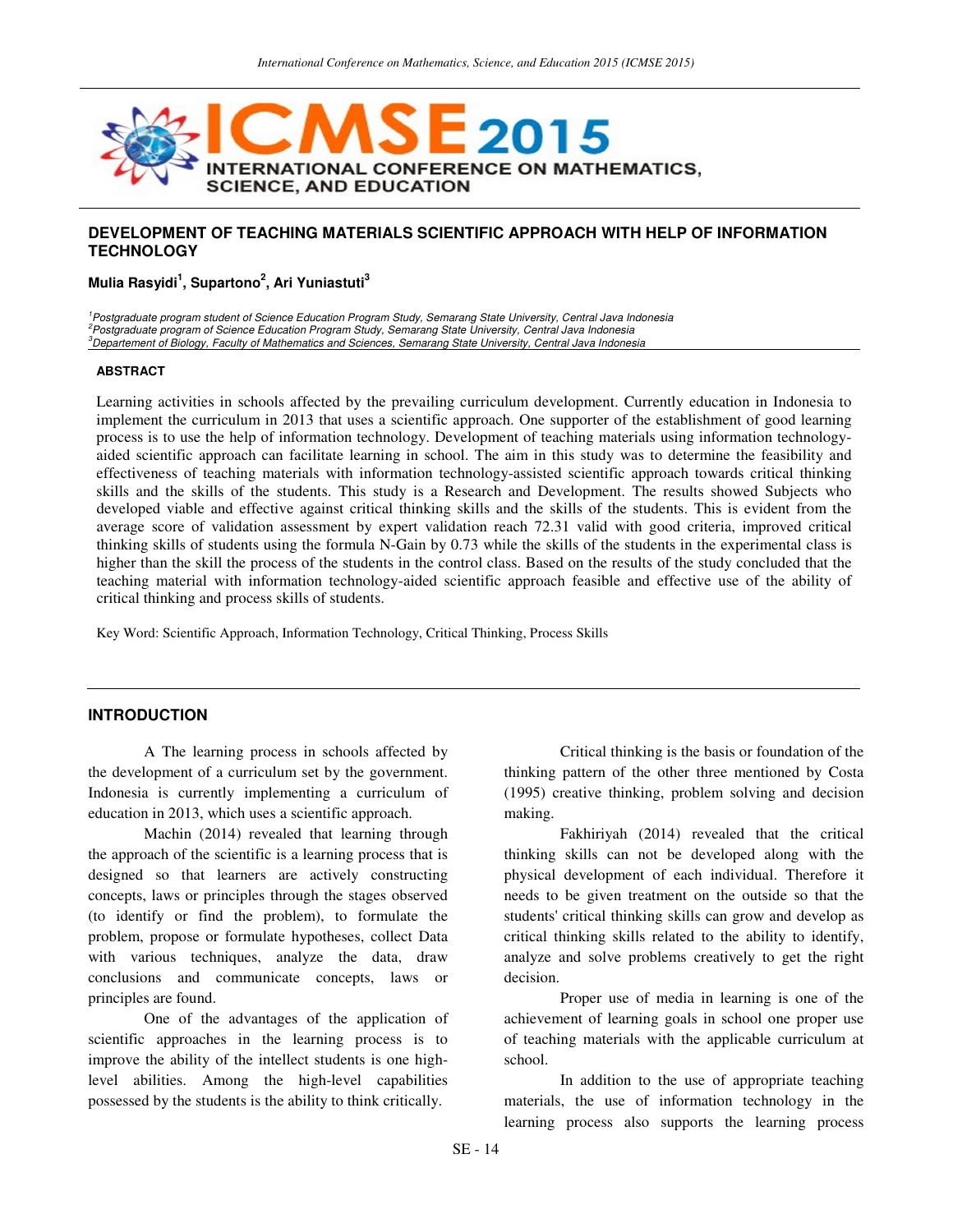# DEVELOPMENT OF TEACHING MATERIALS SCIENTIFIC APPROACH WITH HELP OF INFORMATION TECHNOLOGY

**Mulia Rasyidi[1], Supartono[2], Ari Yuniastuti[3]**

[1]Postgraduate program student of Science Education Program Study, Semarang State University, Central Java Indonesia
[2]Postgraduate program of Science Education Program Study, Semarang State University, Central Java Indonesia
[3]Departement of Biology, Faculty of Mathematics and Sciences, Semarang State University, Central Java Indonesia

#### ABSTRACT

Learning activities in schools affected by the prevailing curriculum development. Currently education in Indonesia to implement the curriculum in 2013 that uses a scientific approach. One supporter of the establishment of good learning process is to use the help of information technology. Development of teaching materials using information technology-aided scientific approach can facilitate learning in school. The aim in this study was to determine the feasibility and effectiveness of teaching materials with information technology-assisted scientific approach towards critical thinking skills and the skills of the students. This study is a Research and Development. The results showed Subjects who developed viable and effective against critical thinking skills and the skills of the students. This is evident from the average score of validation assessment by expert validation reach 72.31 valid with good criteria, improved critical thinking skills of students using the formula N-Gain by 0.73 while the skills of the students in the experimental class is higher than the skill the process of the students in the control class. Based on the results of the study concluded that the teaching material with information technology-aided scientific approach feasible and effective use of the ability of critical thinking and process skills of students.

Key Word: Scientific Approach, Information Technology, Critical Thinking, Process Skills

## INTRODUCTION

A The learning process in schools affected by the development of a curriculum set by the government. Indonesia is currently implementing a curriculum of education in 2013, which uses a scientific approach.

Machin (2014) revealed that learning through the approach of the scientific is a learning process that is designed so that learners are actively constructing concepts, laws or principles through the stages observed (to identify or find the problem), to formulate the problem, propose or formulate hypotheses, collect Data with various techniques, analyze the data, draw conclusions and communicate concepts, laws or principles are found.

One of the advantages of the application of scientific approaches in the learning process is to improve the ability of the intellect students is one high-level abilities. Among the high-level capabilities possessed by the students is the ability to think critically.

Critical thinking is the basis or foundation of the thinking pattern of the other three mentioned by Costa (1995) creative thinking, problem solving and decision making.

Fakhiriyah (2014) revealed that the critical thinking skills can not be developed along with the physical development of each individual. Therefore it needs to be given treatment on the outside so that the students' critical thinking skills can grow and develop as critical thinking skills related to the ability to identify, analyze and solve problems creatively to get the right decision.

Proper use of media in learning is one of the achievement of learning goals in school one proper use of teaching materials with the applicable curriculum at school.

In addition to the use of appropriate teaching materials, the use of information technology in the learning process also supports the learning process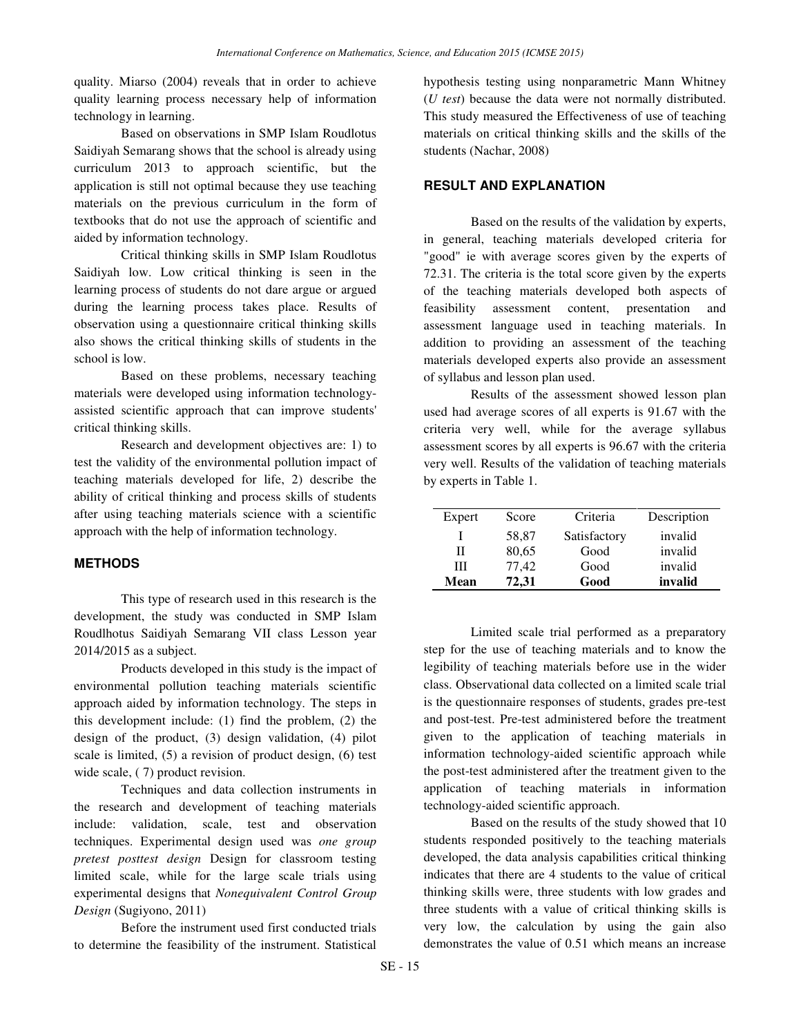quality. Miarso (2004) reveals that in order to achieve quality learning process necessary help of information technology in learning.

Based on observations in SMP Islam Roudlotus Saidiyah Semarang shows that the school is already using curriculum 2013 to approach scientific, but the application is still not optimal because they use teaching materials on the previous curriculum in the form of textbooks that do not use the approach of scientific and aided by information technology.

Critical thinking skills in SMP Islam Roudlotus Saidiyah low. Low critical thinking is seen in the learning process of students do not dare argue or argued during the learning process takes place. Results of observation using a questionnaire critical thinking skills also shows the critical thinking skills of students in the school is low.

Based on these problems, necessary teaching materials were developed using information technology-assisted scientific approach that can improve students' critical thinking skills.

Research and development objectives are: 1) to test the validity of the environmental pollution impact of teaching materials developed for life, 2) describe the ability of critical thinking and process skills of students after using teaching materials science with a scientific approach with the help of information technology.

## METHODS

This type of research used in this research is the development, the study was conducted in SMP Islam Roudlhotus Saidiyah Semarang VII class Lesson year 2014/2015 as a subject.

Products developed in this study is the impact of environmental pollution teaching materials scientific approach aided by information technology. The steps in this development include: (1) find the problem, (2) the design of the product, (3) design validation, (4) pilot scale is limited, (5) a revision of product design, (6) test wide scale, ( 7) product revision.

Techniques and data collection instruments in the research and development of teaching materials include: validation, scale, test and observation techniques. Experimental design used was *one group pretest posttest design* Design for classroom testing limited scale, while for the large scale trials using experimental designs that *Nonequivalent Control Group Design* (Sugiyono, 2011)

Before the instrument used first conducted trials to determine the feasibility of the instrument. Statistical hypothesis testing using nonparametric Mann Whitney (*U test*) because the data were not normally distributed. This study measured the Effectiveness of use of teaching materials on critical thinking skills and the skills of the students (Nachar, 2008)

## RESULT AND EXPLANATION

Based on the results of the validation by experts, in general, teaching materials developed criteria for "good" ie with average scores given by the experts of 72.31. The criteria is the total score given by the experts of the teaching materials developed both aspects of feasibility assessment content, presentation and assessment language used in teaching materials. In addition to providing an assessment of the teaching materials developed experts also provide an assessment of syllabus and lesson plan used.

Results of the assessment showed lesson plan used had average scores of all experts is 91.67 with the criteria very well, while for the average syllabus assessment scores by all experts is 96.67 with the criteria very well. Results of the validation of teaching materials by experts in Table 1.

| Expert | Score | Criteria | Description |
|---|---|---|---|
| I | 58,87 | Satisfactory | invalid |
| II | 80,65 | Good | invalid |
| III | 77,42 | Good | invalid |
| **Mean** | **72,31** | **Good** | **invalid** |

Limited scale trial performed as a preparatory step for the use of teaching materials and to know the legibility of teaching materials before use in the wider class. Observational data collected on a limited scale trial is the questionnaire responses of students, grades pre-test and post-test. Pre-test administered before the treatment given to the application of teaching materials in information technology-aided scientific approach while the post-test administered after the treatment given to the application of teaching materials in information technology-aided scientific approach.

Based on the results of the study showed that 10 students responded positively to the teaching materials developed, the data analysis capabilities critical thinking indicates that there are 4 students to the value of critical thinking skills were, three students with low grades and three students with a value of critical thinking skills is very low, the calculation by using the gain also demonstrates the value of 0.51 which means an increase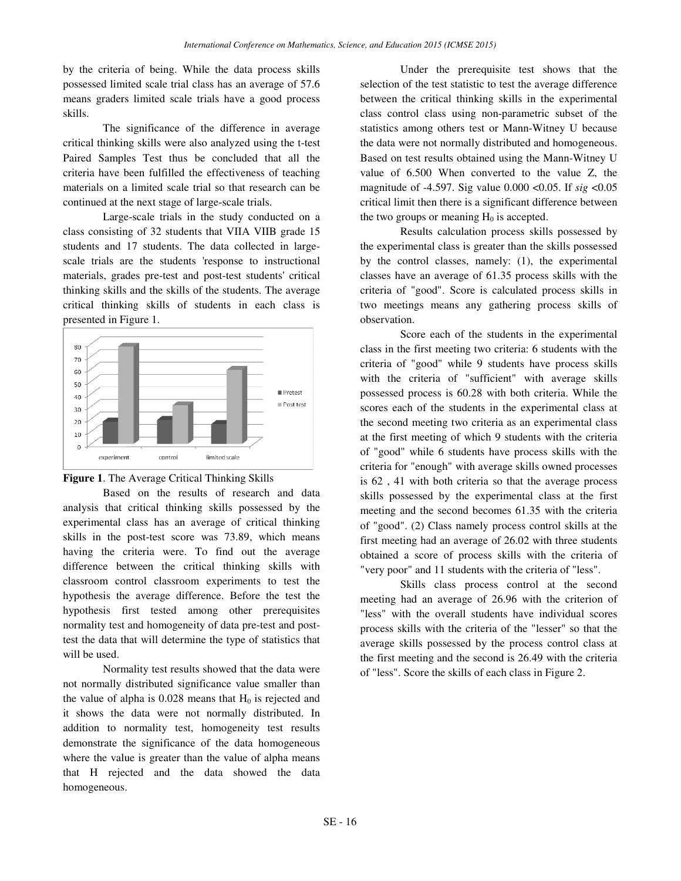by the criteria of being. While the data process skills possessed limited scale trial class has an average of 57.6 means graders limited scale trials have a good process skills.

The significance of the difference in average critical thinking skills were also analyzed using the t-test Paired Samples Test thus be concluded that all the criteria have been fulfilled the effectiveness of teaching materials on a limited scale trial so that research can be continued at the next stage of large-scale trials.

Large-scale trials in the study conducted on a class consisting of 32 students that VIIA VIIB grade 15 students and 17 students. The data collected in large-scale trials are the students 'response to instructional materials, grades pre-test and post-test students' critical thinking skills and the skills of the students. The average critical thinking skills of students in each class is presented in Figure 1.

**Figure 1**. The Average Critical Thinking Skills

Based on the results of research and data analysis that critical thinking skills possessed by the experimental class has an average of critical thinking skills in the post-test score was 73.89, which means having the criteria were. To find out the average difference between the critical thinking skills with classroom control classroom experiments to test the hypothesis the average difference. Before the test the hypothesis first tested among other prerequisites normality test and homogeneity of data pre-test and post-test the data that will determine the type of statistics that will be used.

Normality test results showed that the data were not normally distributed significance value smaller than the value of alpha is 0.028 means that $H_0$ is rejected and it shows the data were not normally distributed. In addition to normality test, homogeneity test results demonstrate the significance of the data homogeneous where the value is greater than the value of alpha means that H rejected and the data showed the data homogeneous.

Under the prerequisite test shows that the selection of the test statistic to test the average difference between the critical thinking skills in the experimental class control class using non-parametric subset of the statistics among others test or Mann-Witney U because the data were not normally distributed and homogeneous. Based on test results obtained using the Mann-Witney U value of 6.500 When converted to the value Z, the magnitude of -4.597. Sig value 0.000 <0.05. If *sig* <0.05 critical limit then there is a significant difference between the two groups or meaning $H_0$ is accepted.

Results calculation process skills possessed by the experimental class is greater than the skills possessed by the control classes, namely: (1), the experimental classes have an average of 61.35 process skills with the criteria of "good". Score is calculated process skills in two meetings means any gathering process skills of observation.

Score each of the students in the experimental class in the first meeting two criteria: 6 students with the criteria of "good" while 9 students have process skills with the criteria of "sufficient" with average skills possessed process is 60.28 with both criteria. While the scores each of the students in the experimental class at the second meeting two criteria as an experimental class at the first meeting of which 9 students with the criteria of "good" while 6 students have process skills with the criteria for "enough" with average skills owned processes is 62 , 41 with both criteria so that the average process skills possessed by the experimental class at the first meeting and the second becomes 61.35 with the criteria of "good". (2) Class namely process control skills at the first meeting had an average of 26.02 with three students obtained a score of process skills with the criteria of "very poor" and 11 students with the criteria of "less".

Skills class process control at the second meeting had an average of 26.96 with the criterion of "less" with the overall students have individual scores process skills with the criteria of the "lesser" so that the average skills possessed by the process control class at the first meeting and the second is 26.49 with the criteria of "less". Score the skills of each class in Figure 2.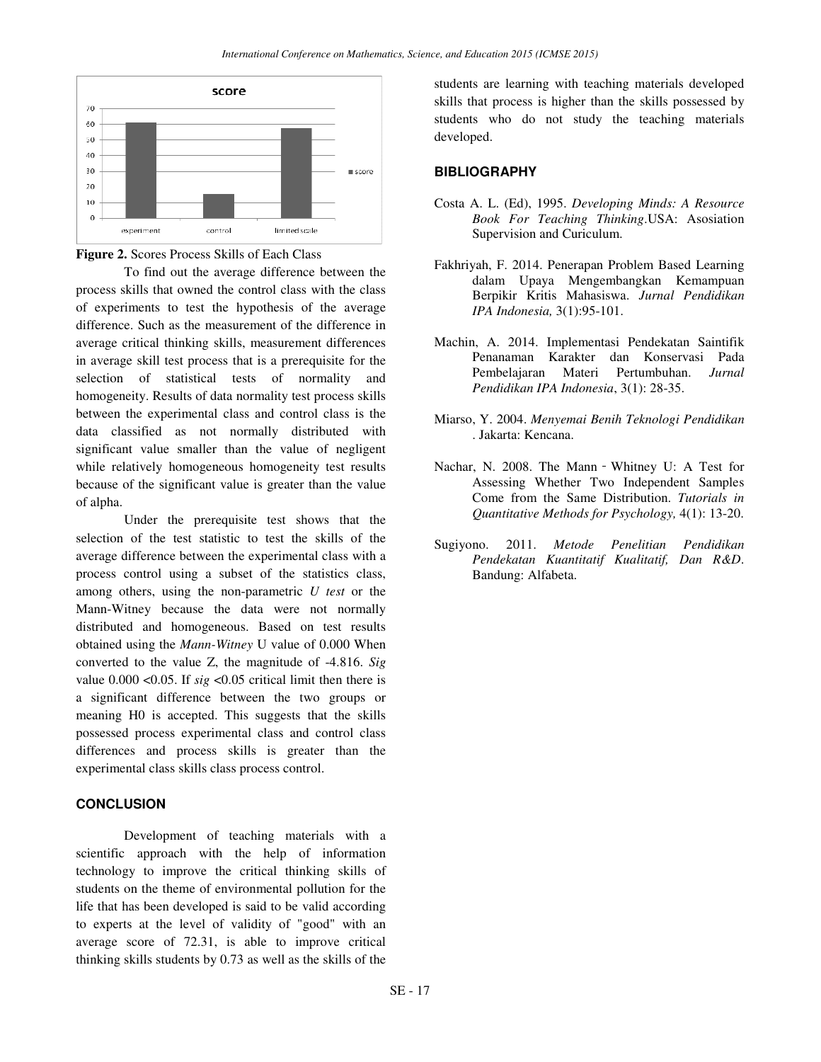score

70
60
50
40
30
20
10
0

experiment
control
limited scale

score

**Figure 2.** Scores Process Skills of Each Class

To find out the average difference between the process skills that owned the control class with the class of experiments to test the hypothesis of the average difference. Such as the measurement of the difference in average critical thinking skills, measurement differences in average skill test process that is a prerequisite for the selection of statistical tests of normality and homogeneity. Results of data normality test process skills between the experimental class and control class is the data classified as not normally distributed with significant value smaller than the value of negligent while relatively homogeneous homogeneity test results because of the significant value is greater than the value of alpha.

Under the prerequisite test shows that the selection of the test statistic to test the skills of the average difference between the experimental class with a process control using a subset of the statistics class, among others, using the non-parametric *U test* or the Mann-Witney because the data were not normally distributed and homogeneous. Based on test results obtained using the *Mann-Witney* U value of 0.000 When converted to the value Z, the magnitude of -4.816. *Sig* value 0.000 <0.05. If *sig* <0.05 critical limit then there is a significant difference between the two groups or meaning H0 is accepted. This suggests that the skills possessed process experimental class and control class differences and process skills is greater than the experimental class skills class process control.

## CONCLUSION

Development of teaching materials with a scientific approach with the help of information technology to improve the critical thinking skills of students on the theme of environmental pollution for the life that has been developed is said to be valid according to experts at the level of validity of "good" with an average score of 72.31, is able to improve critical thinking skills students by 0.73 as well as the skills of the students are learning with teaching materials developed skills that process is higher than the skills possessed by students who do not study the teaching materials developed.

## BIBLIOGRAPHY

Costa A. L. (Ed), 1995. *Developing Minds: A Resource Book For Teaching Thinking*.USA: Asosiation Supervision and Curiculum.

Fakhriyah, F. 2014. Penerapan Problem Based Learning dalam Upaya Mengembangkan Kemampuan Berpikir Kritis Mahasiswa. *Jurnal Pendidikan IPA Indonesia,* 3(1):95-101.

Machin, A. 2014. Implementasi Pendekatan Saintifik Penanaman Karakter dan Konservasi Pada Pembelajaran Materi Pertumbuhan. *Jurnal Pendidikan IPA Indonesia*, 3(1): 28-35.

Miarso, Y. 2004. *Menyemai Benih Teknologi Pendidikan* . Jakarta: Kencana.

Nachar, N. 2008. The Mann‐Whitney U: A Test for Assessing Whether Two Independent Samples Come from the Same Distribution. *Tutorials in Quantitative Methods for Psychology,* 4(1): 13-20.

Sugiyono. 2011. *Metode Penelitian Pendidikan Pendekatan Kuantitatif Kualitatif, Dan R&D*. Bandung: Alfabeta.